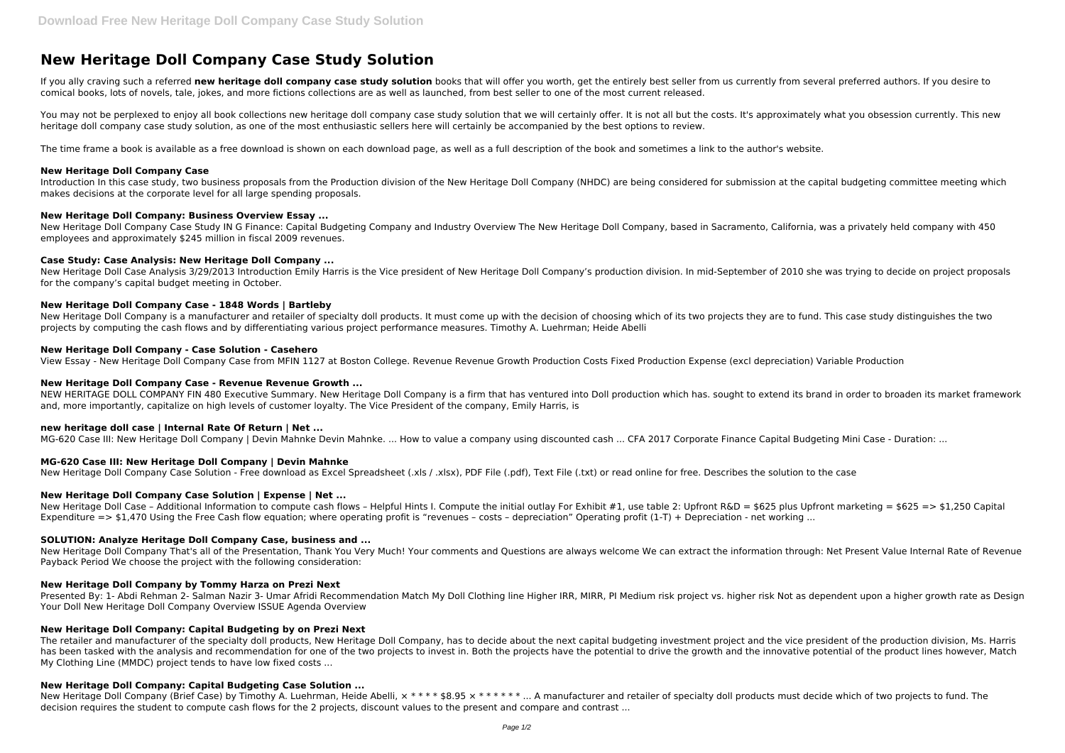# New Heritage Doll Company Case Study Solution

If you ally craving such a referred **new heritage doll company case study solution** books that will offer you worth, get the entirely best seller from us currently from several preferred authors. If you desire to comical books, lots of novels, tale, jokes, and more fictions collections are as well as launched, from best seller to one of the most current released.

You may not be perplexed to enjoy all book collections new heritage doll company case study solution that we will certainly offer. It is not all but the costs. It's approximately what you obsession currently. This new heritage doll company case study solution, as one of the most enthusiastic sellers here will certainly be accompanied by the best options to review.

The time frame a book is available as a free download is shown on each download page, as well as a full description of the book and sometimes a link to the author's website.

### New Heritage Doll Company Case

Introduction In this case study, two business proposals from the Production division of the New Heritage Doll Company (NHDC) are being considered for submission at the capital budgeting committee meeting which makes decisions at the corporate level for all large spending proposals.

### New Heritage Doll Company: Business Overview Essay ...

New Heritage Doll Company Case Study IN G Finance: Capital Budgeting Company and Industry Overview The New Heritage Doll Company, based in Sacramento, California, was a privately held company with 450 employees and approximately $245 million in fiscal 2009 revenues.

### Case Study: Case Analysis: New Heritage Doll Company ...

New Heritage Doll Case Analysis 3/29/2013 Introduction Emily Harris is the Vice president of New Heritage Doll Company's production division. In mid-September of 2010 she was trying to decide on project proposals for the company's capital budget meeting in October.

### New Heritage Doll Company Case - 1848 Words | Bartleby

New Heritage Doll Company is a manufacturer and retailer of specialty doll products. It must come up with the decision of choosing which of its two projects they are to fund. This case study distinguishes the two projects by computing the cash flows and by differentiating various project performance measures. Timothy A. Luehrman; Heide Abelli

### New Heritage Doll Company - Case Solution - Casehero

View Essay - New Heritage Doll Company Case from MFIN 1127 at Boston College. Revenue Revenue Growth Production Costs Fixed Production Expense (excl depreciation) Variable Production

### New Heritage Doll Company Case - Revenue Revenue Growth ...

NEW HERITAGE DOLL COMPANY FIN 480 Executive Summary. New Heritage Doll Company is a firm that has ventured into Doll production which has. sought to extend its brand in order to broaden its market framework and, more importantly, capitalize on high levels of customer loyalty. The Vice President of the company, Emily Harris, is

### new heritage doll case | Internal Rate Of Return | Net ...

MG-620 Case III: New Heritage Doll Company | Devin Mahnke Devin Mahnke. ... How to value a company using discounted cash ... CFA 2017 Corporate Finance Capital Budgeting Mini Case - Duration: ...

### MG-620 Case III: New Heritage Doll Company | Devin Mahnke

New Heritage Doll Company Case Solution - Free download as Excel Spreadsheet (.xls / .xlsx), PDF File (.pdf), Text File (.txt) or read online for free. Describes the solution to the case

### New Heritage Doll Company Case Solution | Expense | Net ...

New Heritage Doll Case – Additional Information to compute cash flows – Helpful Hints I. Compute the initial outlay For Exhibit #1, use table 2: Upfront R&D = $625 plus Upfront marketing = $625 => $1,250 Capital Expenditure => $1,470 Using the Free Cash flow equation; where operating profit is "revenues – costs – depreciation" Operating profit (1-T) + Depreciation - net working ...

### SOLUTION: Analyze Heritage Doll Company Case, business and ...

New Heritage Doll Company That's all of the Presentation, Thank You Very Much! Your comments and Questions are always welcome We can extract the information through: Net Present Value Internal Rate of Revenue Payback Period We choose the project with the following consideration:

### New Heritage Doll Company by Tommy Harza on Prezi Next

Presented By: 1- Abdi Rehman 2- Salman Nazir 3- Umar Afridi Recommendation Match My Doll Clothing line Higher IRR, MIRR, PI Medium risk project vs. higher risk Not as dependent upon a higher growth rate as Design Your Doll New Heritage Doll Company Overview ISSUE Agenda Overview

### New Heritage Doll Company: Capital Budgeting by on Prezi Next

The retailer and manufacturer of the specialty doll products, New Heritage Doll Company, has to decide about the next capital budgeting investment project and the vice president of the production division, Ms. Harris has been tasked with the analysis and recommendation for one of the two projects to invest in. Both the projects have the potential to drive the growth and the innovative potential of the product lines however, Match My Clothing Line (MMDC) project tends to have low fixed costs ...

### New Heritage Doll Company: Capital Budgeting Case Solution ...

New Heritage Doll Company (Brief Case) by Timothy A. Luehrman, Heide Abelli, × * * * * $8.95 × * * * * * * ... A manufacturer and retailer of specialty doll products must decide which of two projects to fund. The decision requires the student to compute cash flows for the 2 projects, discount values to the present and compare and contrast ...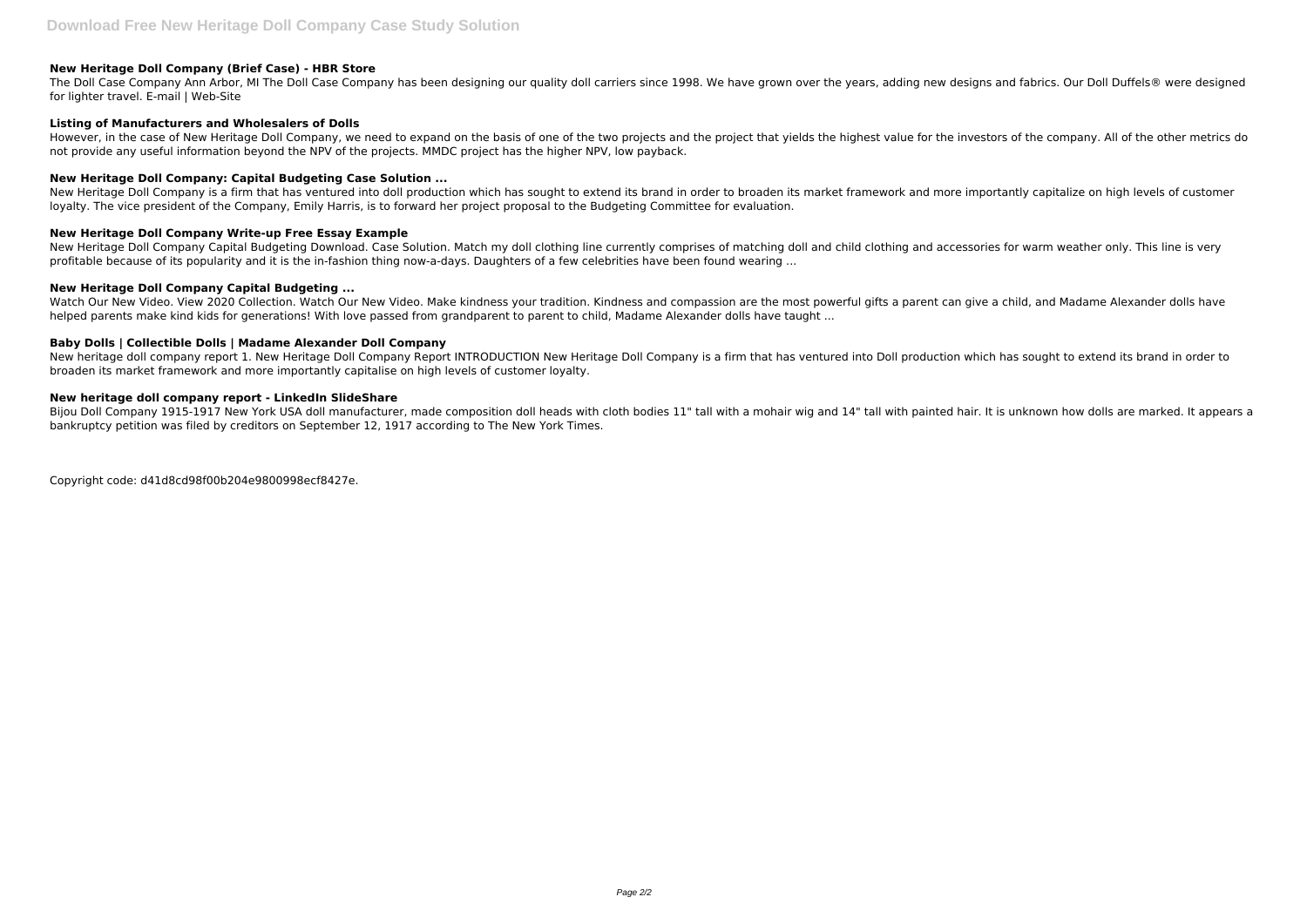### New Heritage Doll Company (Brief Case) - HBR Store

The Doll Case Company Ann Arbor, MI The Doll Case Company has been designing our quality doll carriers since 1998. We have grown over the years, adding new designs and fabrics. Our Doll Duffels® were designed for lighter travel. E-mail | Web-Site

### Listing of Manufacturers and Wholesalers of Dolls

However, in the case of New Heritage Doll Company, we need to expand on the basis of one of the two projects and the project that yields the highest value for the investors of the company. All of the other metrics do not provide any useful information beyond the NPV of the projects. MMDC project has the higher NPV, low payback.

### New Heritage Doll Company: Capital Budgeting Case Solution ...

New Heritage Doll Company is a firm that has ventured into doll production which has sought to extend its brand in order to broaden its market framework and more importantly capitalize on high levels of customer loyalty. The vice president of the Company, Emily Harris, is to forward her project proposal to the Budgeting Committee for evaluation.

### New Heritage Doll Company Write-up Free Essay Example

New Heritage Doll Company Capital Budgeting Download. Case Solution. Match my doll clothing line currently comprises of matching doll and child clothing and accessories for warm weather only. This line is very profitable because of its popularity and it is the in-fashion thing now-a-days. Daughters of a few celebrities have been found wearing ...

### New Heritage Doll Company Capital Budgeting ...

Watch Our New Video. View 2020 Collection. Watch Our New Video. Make kindness your tradition. Kindness and compassion are the most powerful gifts a parent can give a child, and Madame Alexander dolls have helped parents make kind kids for generations! With love passed from grandparent to parent to child, Madame Alexander dolls have taught ...

### Baby Dolls | Collectible Dolls | Madame Alexander Doll Company

New heritage doll company report 1. New Heritage Doll Company Report INTRODUCTION New Heritage Doll Company is a firm that has ventured into Doll production which has sought to extend its brand in order to broaden its market framework and more importantly capitalise on high levels of customer loyalty.

### New heritage doll company report - LinkedIn SlideShare

Bijou Doll Company 1915-1917 New York USA doll manufacturer, made composition doll heads with cloth bodies 11" tall with a mohair wig and 14" tall with painted hair. It is unknown how dolls are marked. It appears a bankruptcy petition was filed by creditors on September 12, 1917 according to The New York Times.

Copyright code: d41d8cd98f00b204e9800998ecf8427e.